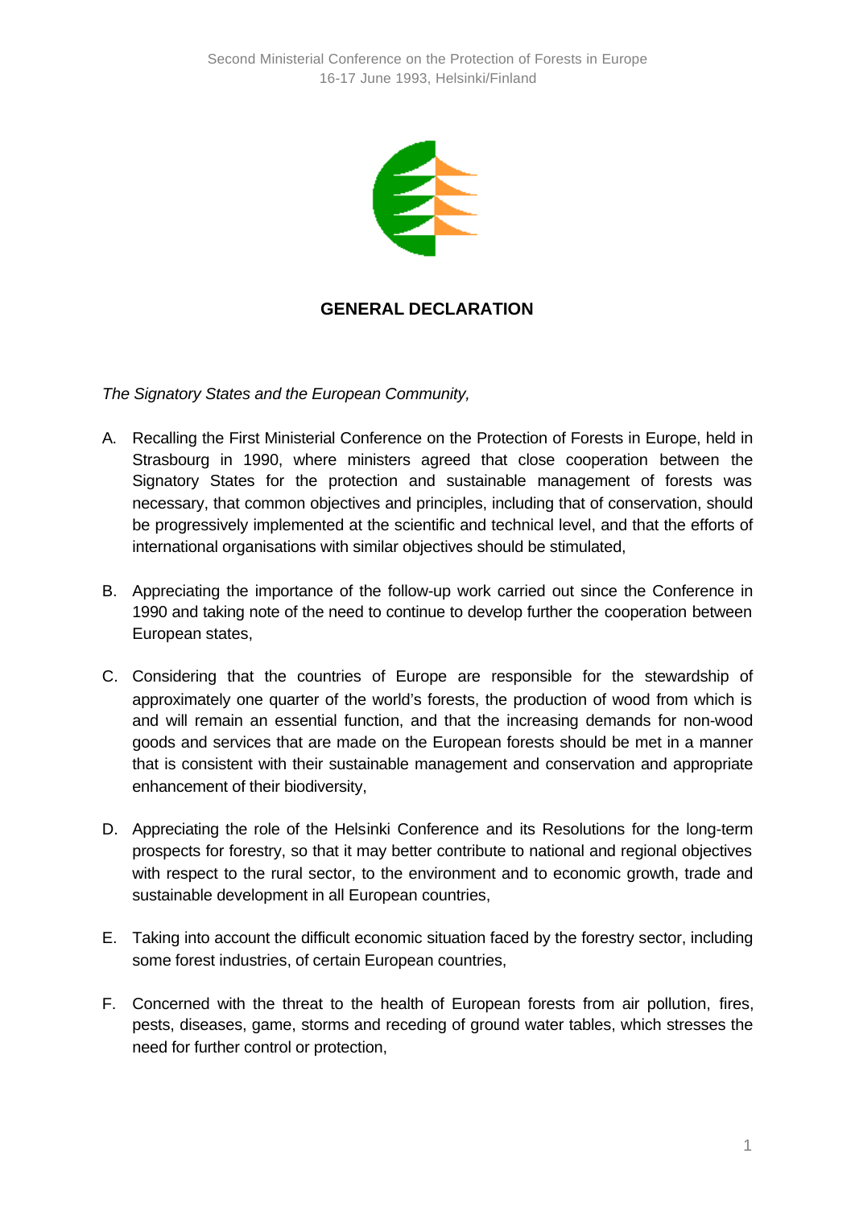Second Ministerial Conference on the Protection of Forests in Europe
16-17 June 1993, Helsinki/Finland

# GENERAL DECLARATION

*The Signatory States and the European Community,*

A. Recalling the First Ministerial Conference on the Protection of Forests in Europe, held in Strasbourg in 1990, where ministers agreed that close cooperation between the Signatory States for the protection and sustainable management of forests was necessary, that common objectives and principles, including that of conservation, should be progressively implemented at the scientific and technical level, and that the efforts of international organisations with similar objectives should be stimulated,

B. Appreciating the importance of the follow-up work carried out since the Conference in 1990 and taking note of the need to continue to develop further the cooperation between European states,

C. Considering that the countries of Europe are responsible for the stewardship of approximately one quarter of the world's forests, the production of wood from which is and will remain an essential function, and that the increasing demands for non-wood goods and services that are made on the European forests should be met in a manner that is consistent with their sustainable management and conservation and appropriate enhancement of their biodiversity,

D. Appreciating the role of the Helsinki Conference and its Resolutions for the long-term prospects for forestry, so that it may better contribute to national and regional objectives with respect to the rural sector, to the environment and to economic growth, trade and sustainable development in all European countries,

E. Taking into account the difficult economic situation faced by the forestry sector, including some forest industries, of certain European countries,

F. Concerned with the threat to the health of European forests from air pollution, fires, pests, diseases, game, storms and receding of ground water tables, which stresses the need for further control or protection,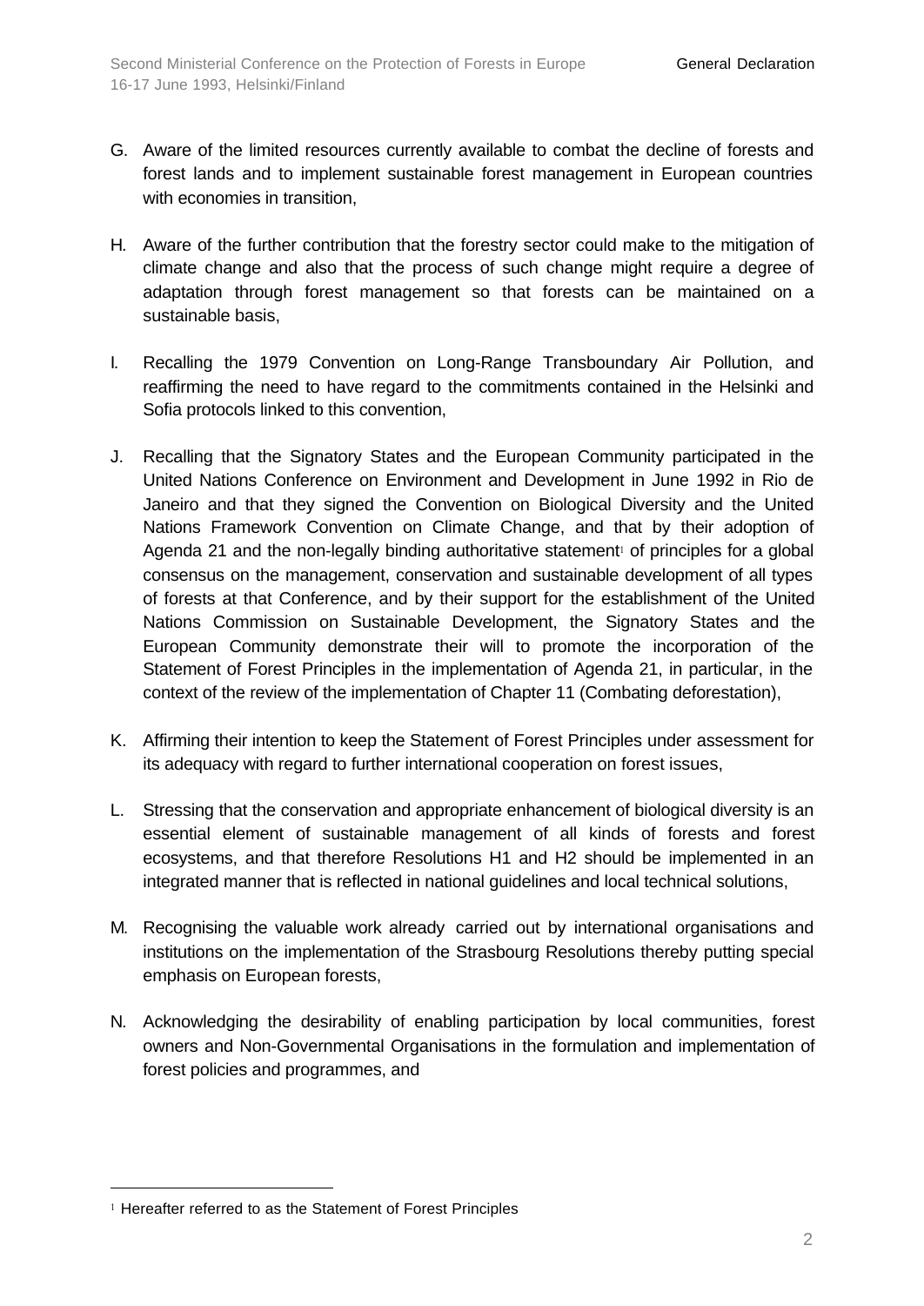G. Aware of the limited resources currently available to combat the decline of forests and forest lands and to implement sustainable forest management in European countries with economies in transition,

H. Aware of the further contribution that the forestry sector could make to the mitigation of climate change and also that the process of such change might require a degree of adaptation through forest management so that forests can be maintained on a sustainable basis,

I. Recalling the 1979 Convention on Long-Range Transboundary Air Pollution, and reaffirming the need to have regard to the commitments contained in the Helsinki and Sofia protocols linked to this convention,

J. Recalling that the Signatory States and the European Community participated in the United Nations Conference on Environment and Development in June 1992 in Rio de Janeiro and that they signed the Convention on Biological Diversity and the United Nations Framework Convention on Climate Change, and that by their adoption of Agenda 21 and the non-legally binding authoritative statement[1] of principles for a global consensus on the management, conservation and sustainable development of all types of forests at that Conference, and by their support for the establishment of the United Nations Commission on Sustainable Development, the Signatory States and the European Community demonstrate their will to promote the incorporation of the Statement of Forest Principles in the implementation of Agenda 21, in particular, in the context of the review of the implementation of Chapter 11 (Combating deforestation),

K. Affirming their intention to keep the Statement of Forest Principles under assessment for its adequacy with regard to further international cooperation on forest issues,

L. Stressing that the conservation and appropriate enhancement of biological diversity is an essential element of sustainable management of all kinds of forests and forest ecosystems, and that therefore Resolutions H1 and H2 should be implemented in an integrated manner that is reflected in national guidelines and local technical solutions,

M. Recognising the valuable work already carried out by international organisations and institutions on the implementation of the Strasbourg Resolutions thereby putting special emphasis on European forests,

N. Acknowledging the desirability of enabling participation by local communities, forest owners and Non-Governmental Organisations in the formulation and implementation of forest policies and programmes, and

---

[1] Hereafter referred to as the Statement of Forest Principles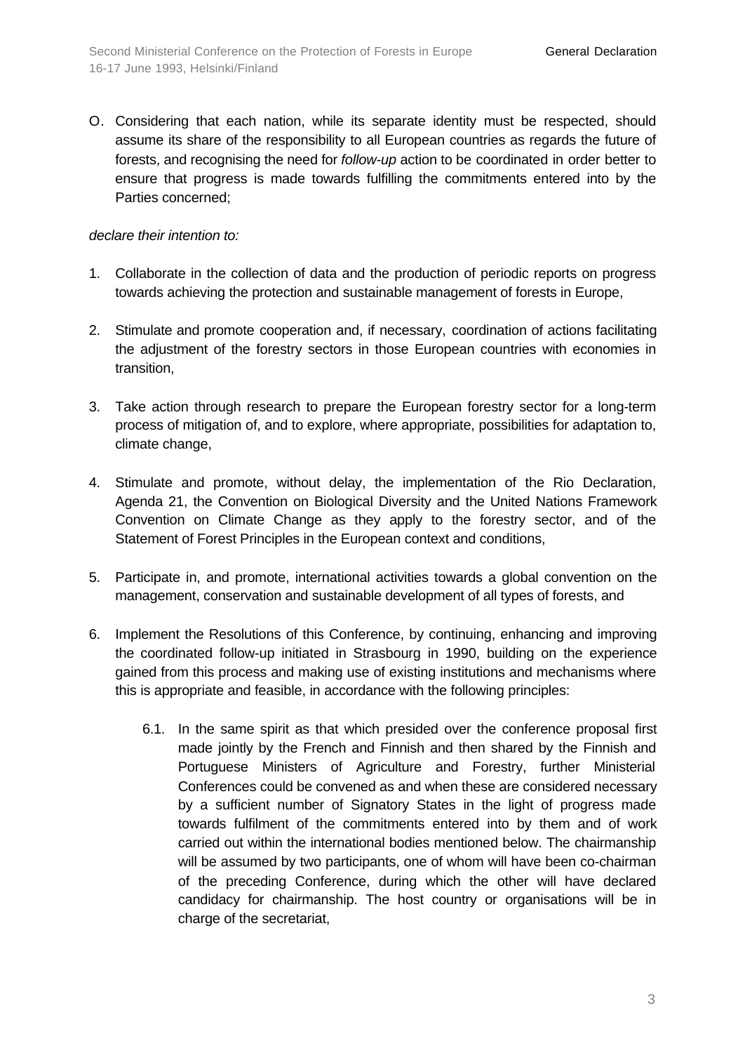O. Considering that each nation, while its separate identity must be respected, should assume its share of the responsibility to all European countries as regards the future of forests, and recognising the need for *follow-up* action to be coordinated in order better to ensure that progress is made towards fulfilling the commitments entered into by the Parties concerned;

*declare their intention to:*

1. Collaborate in the collection of data and the production of periodic reports on progress towards achieving the protection and sustainable management of forests in Europe,

2. Stimulate and promote cooperation and, if necessary, coordination of actions facilitating the adjustment of the forestry sectors in those European countries with economies in transition,

3. Take action through research to prepare the European forestry sector for a long-term process of mitigation of, and to explore, where appropriate, possibilities for adaptation to, climate change,

4. Stimulate and promote, without delay, the implementation of the Rio Declaration, Agenda 21, the Convention on Biological Diversity and the United Nations Framework Convention on Climate Change as they apply to the forestry sector, and of the Statement of Forest Principles in the European context and conditions,

5. Participate in, and promote, international activities towards a global convention on the management, conservation and sustainable development of all types of forests, and

6. Implement the Resolutions of this Conference, by continuing, enhancing and improving the coordinated follow-up initiated in Strasbourg in 1990, building on the experience gained from this process and making use of existing institutions and mechanisms where this is appropriate and feasible, in accordance with the following principles:

    6.1. In the same spirit as that which presided over the conference proposal first made jointly by the French and Finnish and then shared by the Finnish and Portuguese Ministers of Agriculture and Forestry, further Ministerial Conferences could be convened as and when these are considered necessary by a sufficient number of Signatory States in the light of progress made towards fulfilment of the commitments entered into by them and of work carried out within the international bodies mentioned below. The chairmanship will be assumed by two participants, one of whom will have been co-chairman of the preceding Conference, during which the other will have declared candidacy for chairmanship. The host country or organisations will be in charge of the secretariat,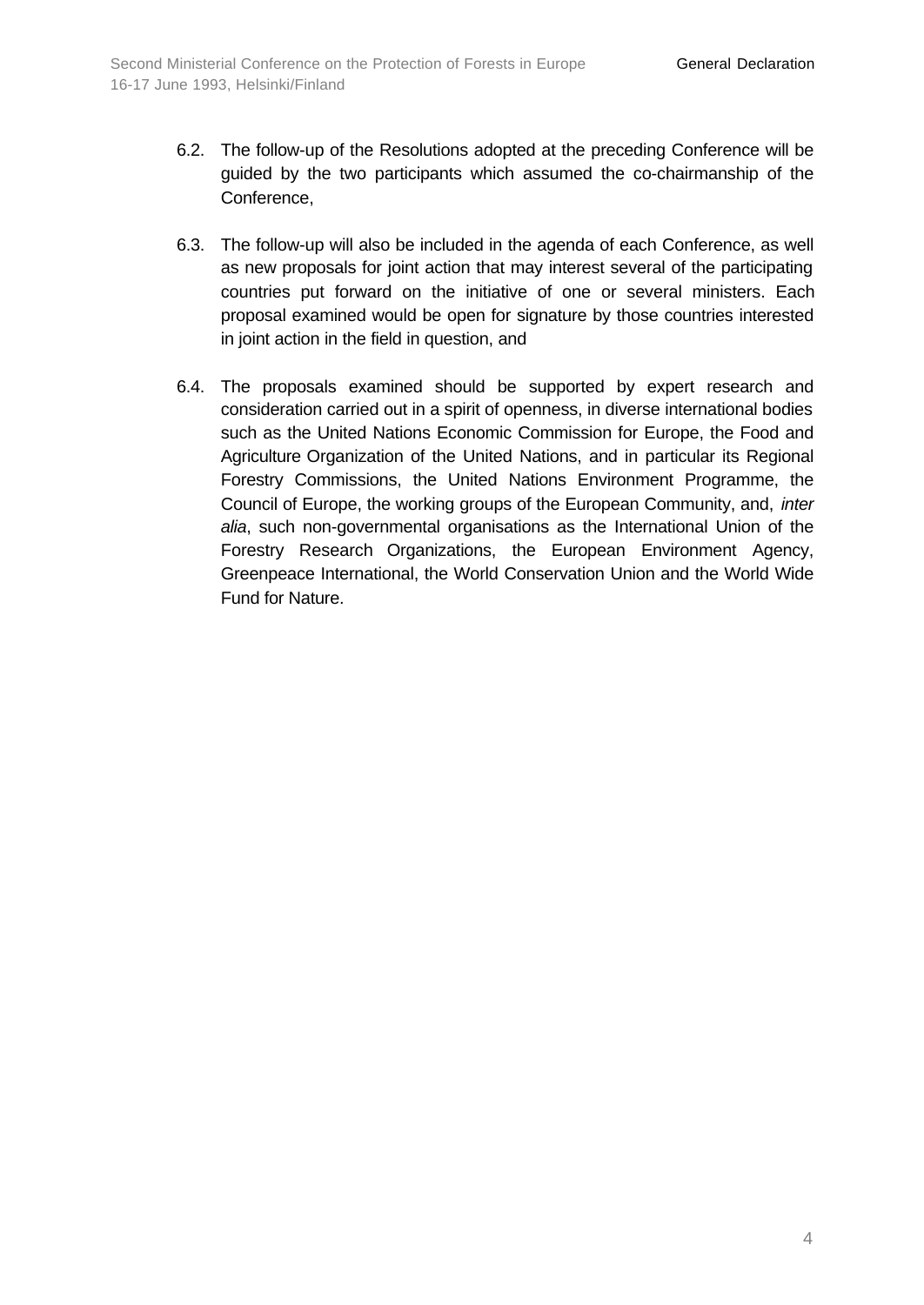6.2. The follow-up of the Resolutions adopted at the preceding Conference will be guided by the two participants which assumed the co-chairmanship of the Conference,

6.3. The follow-up will also be included in the agenda of each Conference, as well as new proposals for joint action that may interest several of the participating countries put forward on the initiative of one or several ministers. Each proposal examined would be open for signature by those countries interested in joint action in the field in question, and

6.4. The proposals examined should be supported by expert research and consideration carried out in a spirit of openness, in diverse international bodies such as the United Nations Economic Commission for Europe, the Food and Agriculture Organization of the United Nations, and in particular its Regional Forestry Commissions, the United Nations Environment Programme, the Council of Europe, the working groups of the European Community, and, *inter alia*, such non-governmental organisations as the International Union of the Forestry Research Organizations, the European Environment Agency, Greenpeace International, the World Conservation Union and the World Wide Fund for Nature.